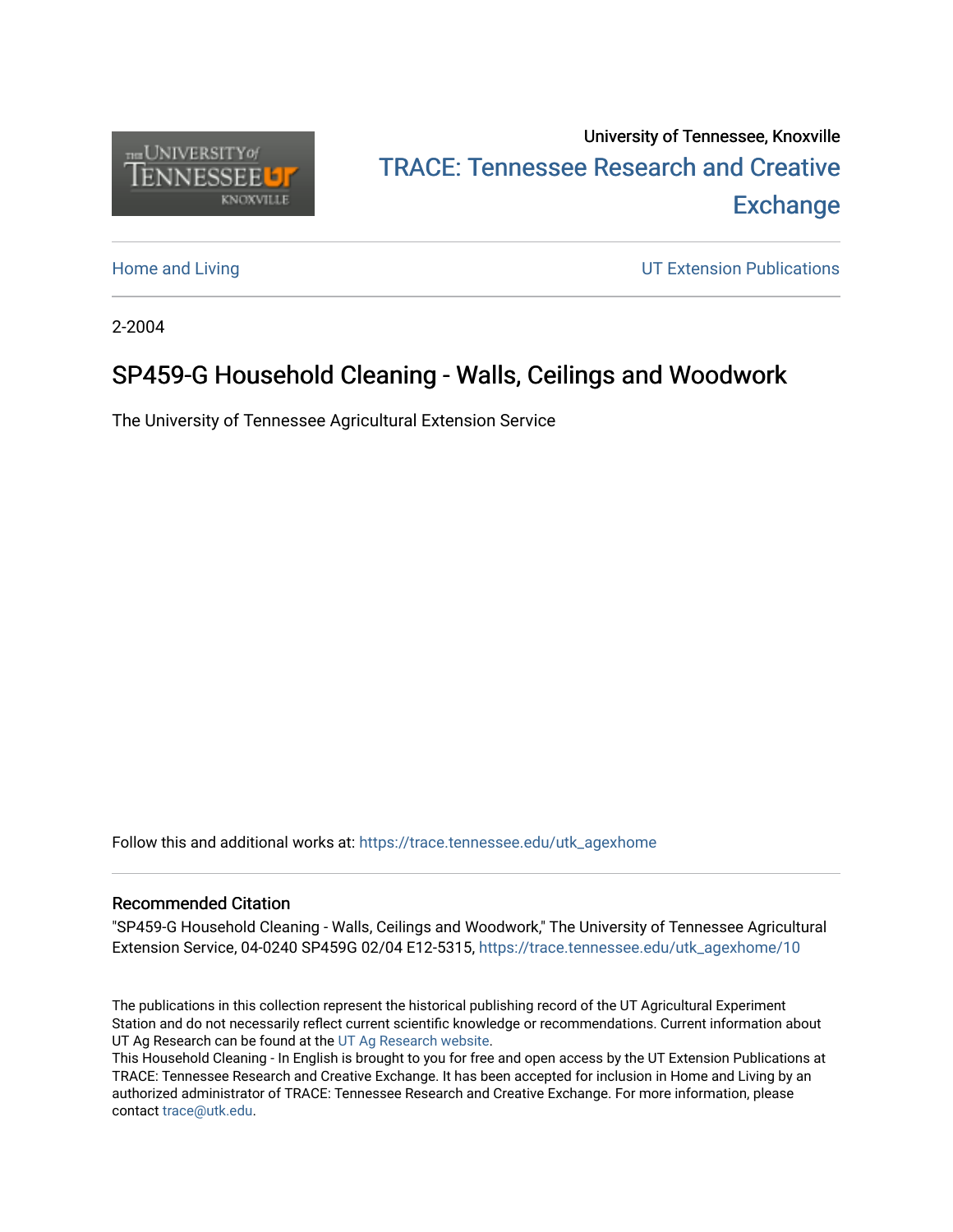University of Tennessee, Knoxville

TRACE: Tennessee Research and Creative Exchange

Home and Living

UT Extension Publications

2-2004

# SP459-G Household Cleaning - Walls, Ceilings and Woodwork

The University of Tennessee Agricultural Extension Service

Follow this and additional works at: https://trace.tennessee.edu/utk_agexhome

## Recommended Citation

"SP459-G Household Cleaning - Walls, Ceilings and Woodwork," The University of Tennessee Agricultural Extension Service, 04-0240 SP459G 02/04 E12-5315, https://trace.tennessee.edu/utk_agexhome/10

The publications in this collection represent the historical publishing record of the UT Agricultural Experiment Station and do not necessarily reflect current scientific knowledge or recommendations. Current information about UT Ag Research can be found at the UT Ag Research website.

This Household Cleaning - In English is brought to you for free and open access by the UT Extension Publications at TRACE: Tennessee Research and Creative Exchange. It has been accepted for inclusion in Home and Living by an authorized administrator of TRACE: Tennessee Research and Creative Exchange. For more information, please contact trace@utk.edu.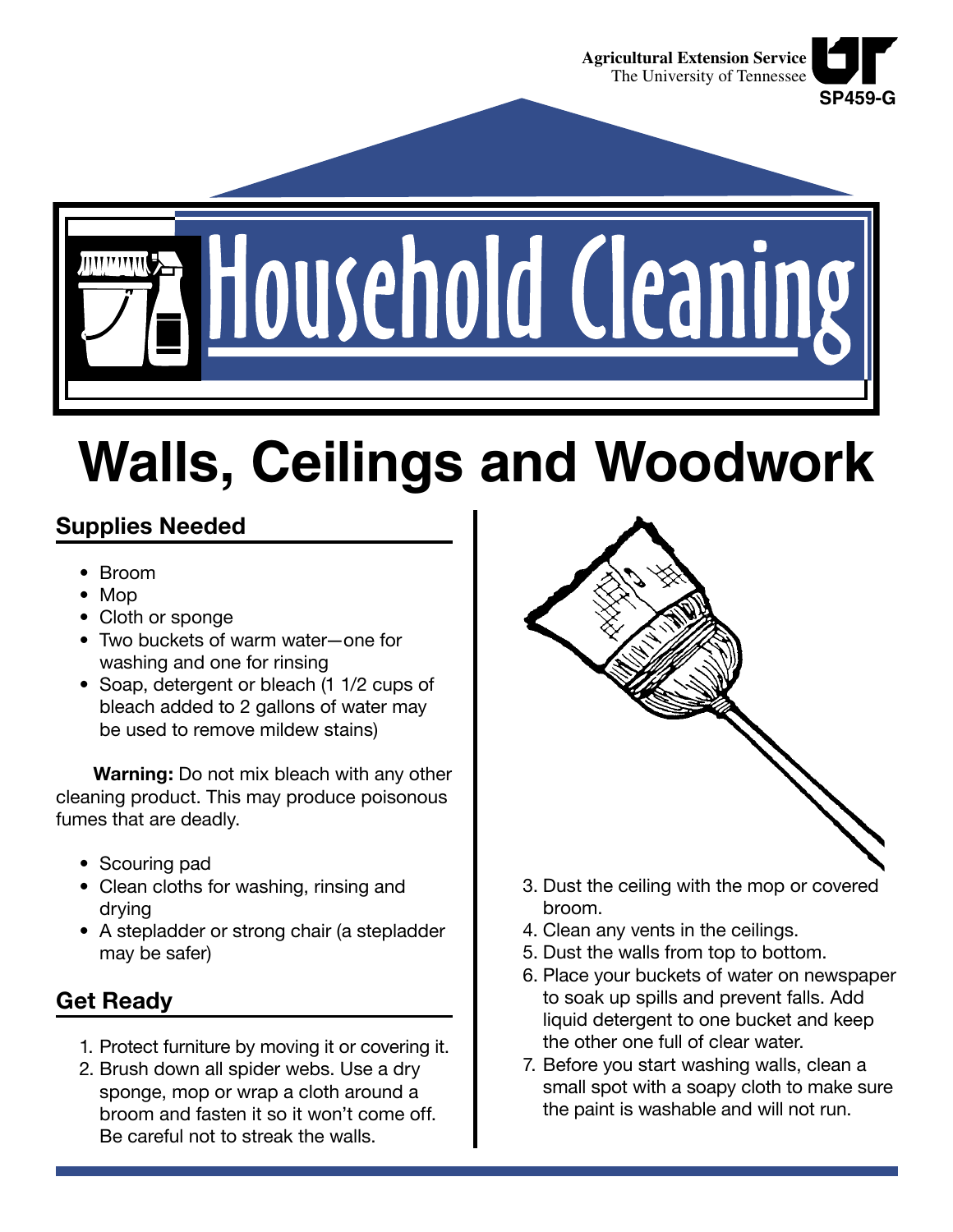Agricultural Extension Service
The University of Tennessee
SP459-G

# Household Cleaning

# Walls, Ceilings and Woodwork

## Supplies Needed

- Broom
- Mop
- Cloth or sponge
- Two buckets of warm water—one for washing and one for rinsing
- Soap, detergent or bleach (1 1/2 cups of bleach added to 2 gallons of water may be used to remove mildew stains)

**Warning:** Do not mix bleach with any other cleaning product. This may produce poisonous fumes that are deadly.

- Scouring pad
- Clean cloths for washing, rinsing and drying
- A stepladder or strong chair (a stepladder may be safer)

## Get Ready

1. Protect furniture by moving it or covering it.
2. Brush down all spider webs. Use a dry sponge, mop or wrap a cloth around a broom and fasten it so it won't come off. Be careful not to streak the walls.
3. Dust the ceiling with the mop or covered broom.
4. Clean any vents in the ceilings.
5. Dust the walls from top to bottom.
6. Place your buckets of water on newspaper to soak up spills and prevent falls. Add liquid detergent to one bucket and keep the other one full of clear water.
7. Before you start washing walls, clean a small spot with a soapy cloth to make sure the paint is washable and will not run.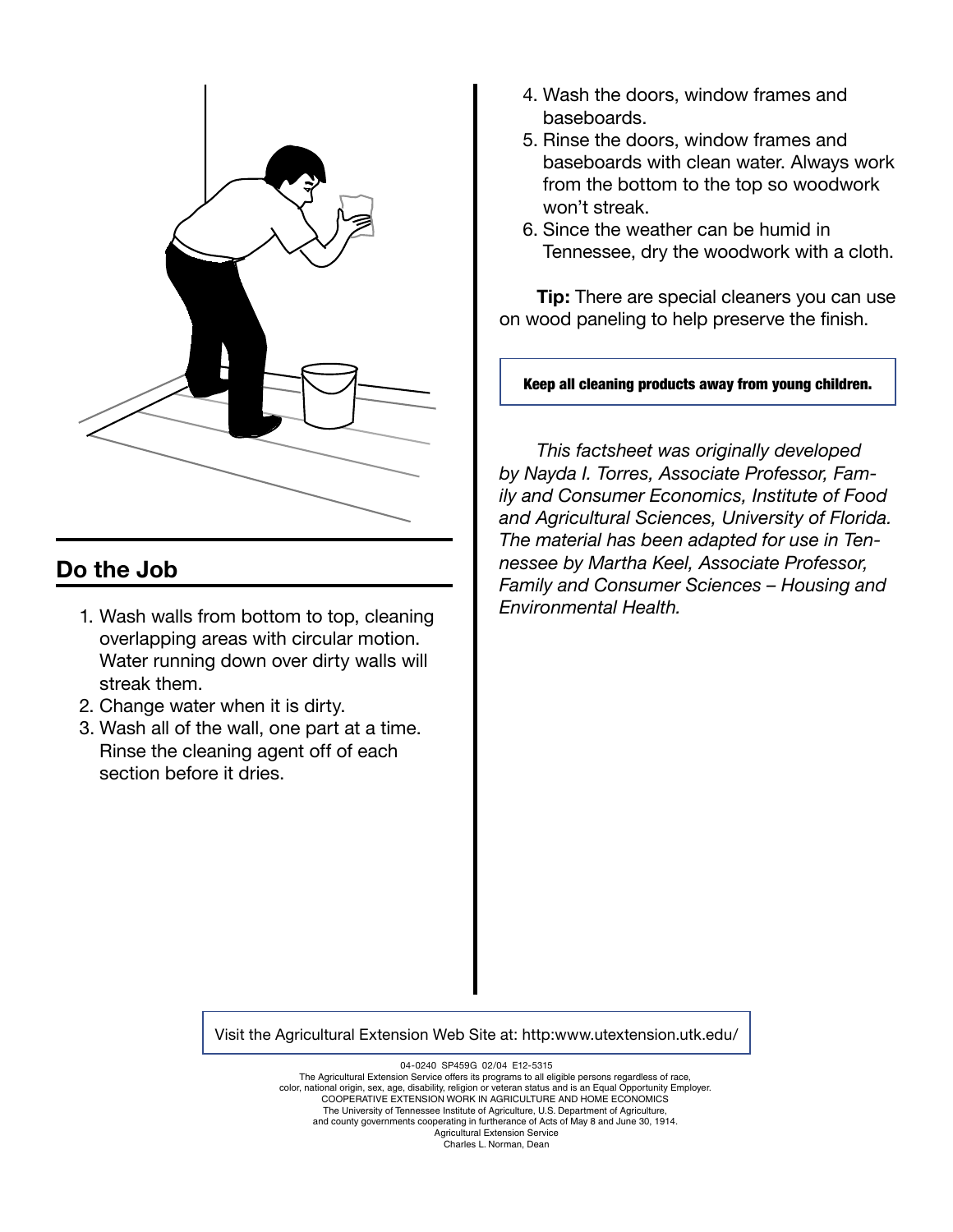## Do the Job

1. Wash walls from bottom to top, cleaning overlapping areas with circular motion. Water running down over dirty walls will streak them.
2. Change water when it is dirty.
3. Wash all of the wall, one part at a time. Rinse the cleaning agent off of each section before it dries.
4. Wash the doors, window frames and baseboards.
5. Rinse the doors, window frames and baseboards with clean water. Always work from the bottom to the top so woodwork won't streak.
6. Since the weather can be humid in Tennessee, dry the woodwork with a cloth.

**Tip:** There are special cleaners you can use on wood paneling to help preserve the finish.

**Keep all cleaning products away from young children.**

*This factsheet was originally developed by Nayda I. Torres, Associate Professor, Family and Consumer Economics, Institute of Food and Agricultural Sciences, University of Florida. The material has been adapted for use in Tennessee by Martha Keel, Associate Professor, Family and Consumer Sciences – Housing and Environmental Health.*

Visit the Agricultural Extension Web Site at: http:www.utextension.utk.edu/

04-0240 SP459G 02/04 E12-5315
The Agricultural Extension Service offers its programs to all eligible persons regardless of race, color, national origin, sex, age, disability, religion or veteran status and is an Equal Opportunity Employer.
COOPERATIVE EXTENSION WORK IN AGRICULTURE AND HOME ECONOMICS
The University of Tennessee Institute of Agriculture, U.S. Department of Agriculture, and county governments cooperating in furtherance of Acts of May 8 and June 30, 1914.
Agricultural Extension Service
Charles L. Norman, Dean